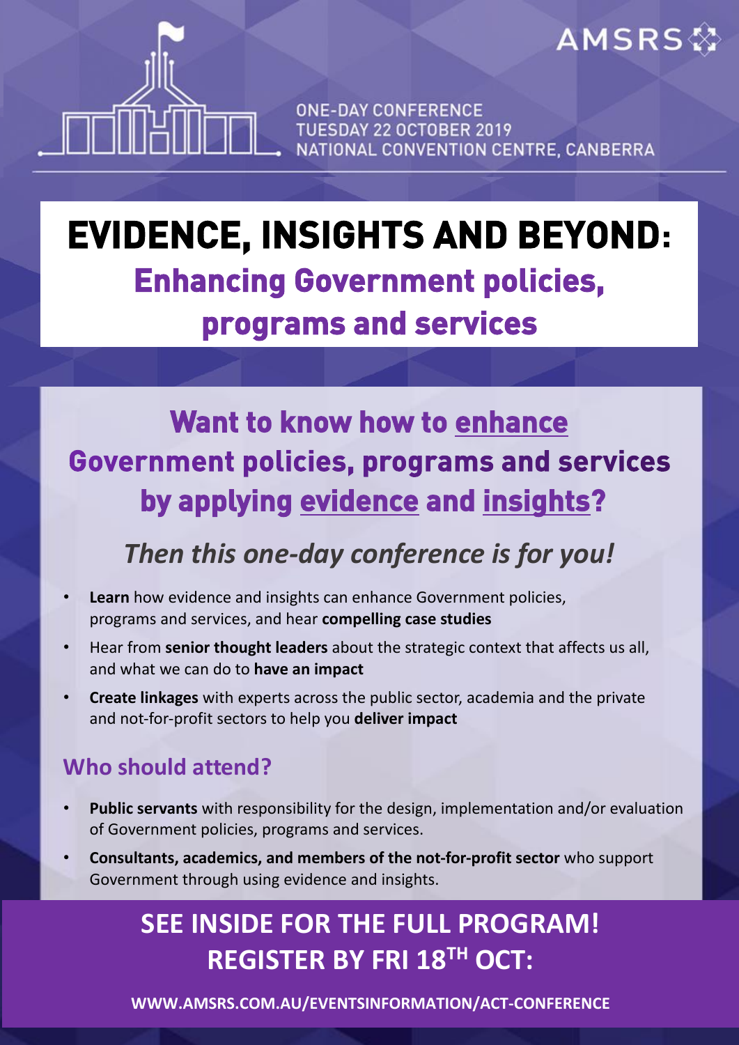AMSRS

ONE-DAY CONFERENCE
TUESDAY 22 OCTOBER 2019
NATIONAL CONVENTION CENTRE, CANBERRA

# EVIDENCE, INSIGHTS AND BEYOND:

## Enhancing Government policies, programs and services

## Want to know how to enhance Government policies, programs and services by applying evidence and insights?

### *Then this one-day conference is for you!*

- **Learn** how evidence and insights can enhance Government policies, programs and services, and hear **compelling case studies**
- Hear from **senior thought leaders** about the strategic context that affects us all, and what we can do to **have an impact**
- **Create linkages** with experts across the public sector, academia and the private and not-for-profit sectors to help you **deliver impact**

### Who should attend?

- **Public servants** with responsibility for the design, implementation and/or evaluation of Government policies, programs and services.
- **Consultants, academics, and members of the not-for-profit sector** who support Government through using evidence and insights.

**SEE INSIDE FOR THE FULL PROGRAM!**
**REGISTER BY FRI 18TH OCT:**

**WWW.AMSRS.COM.AU/EVENTSINFORMATION/ACT-CONFERENCE**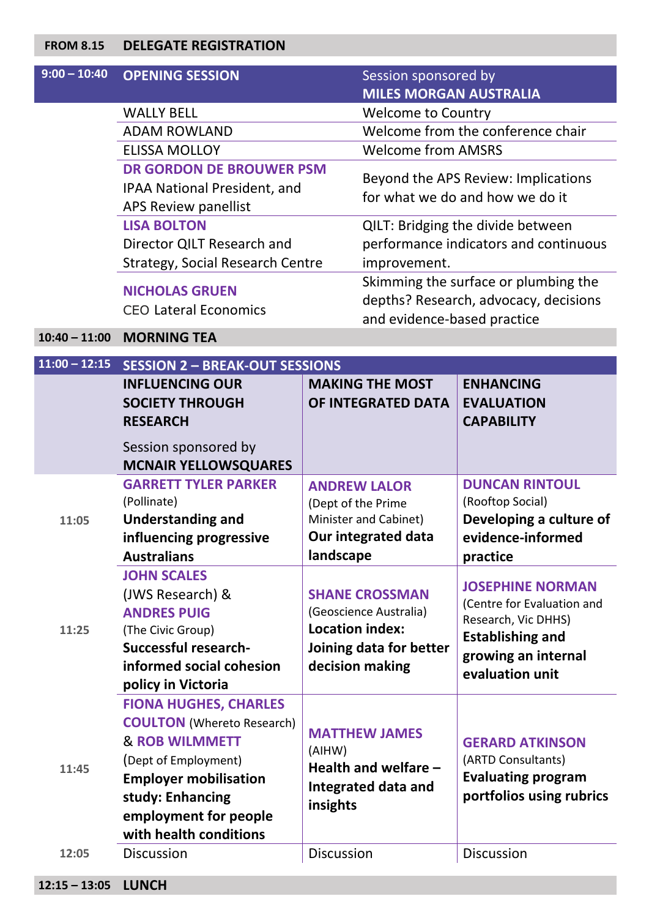| FROM 8.15 | DELEGATE REGISTRATION | |
|---|---|---|

| 9:00 – 10:40 | **OPENING SESSION** | Session sponsored by **MILES MORGAN AUSTRALIA** |
|---|---|---|
| | WALLY BELL | Welcome to Country |
| | ADAM ROWLAND | Welcome from the conference chair |
| | ELISSA MOLLOY | Welcome from AMSRS |
| | **DR GORDON DE BROUWER PSM** IPAA National President, and APS Review panellist | Beyond the APS Review: Implications for what we do and how we do it |
| | **LISA BOLTON** Director QILT Research and Strategy, Social Research Centre | QILT: Bridging the divide between performance indicators and continuous improvement. |
| | **NICHOLAS GRUEN** CEO Lateral Economics | Skimming the surface or plumbing the depths? Research, advocacy, decisions and evidence-based practice |
| 10:40 – 11:00 | **MORNING TEA** | |

| 11:00 – 12:15 | **SESSION 2 – BREAK-OUT SESSIONS** | | |
|---|---|---|---|
| | **INFLUENCING OUR SOCIETY THROUGH RESEARCH** Session sponsored by **MCNAIR YELLOWSQUARES** | **MAKING THE MOST OF INTEGRATED DATA** | **ENHANCING EVALUATION CAPABILITY** |
| 11:05 | **GARRETT TYLER PARKER** (Pollinate) **Understanding and influencing progressive Australians** | **ANDREW LALOR** (Dept of the Prime Minister and Cabinet) **Our integrated data landscape** | **DUNCAN RINTOUL** (Rooftop Social) **Developing a culture of evidence-informed practice** |
| 11:25 | **JOHN SCALES** (JWS Research) & **ANDRES PUIG** (The Civic Group) **Successful research-informed social cohesion policy in Victoria** | **SHANE CROSSMAN** (Geoscience Australia) **Location index: Joining data for better decision making** | **JOSEPHINE NORMAN** (Centre for Evaluation and Research, Vic DHHS) **Establishing and growing an internal evaluation unit** |
| 11:45 | **FIONA HUGHES, CHARLES COULTON** (Whereto Research) & **ROB WILMMETT** (Dept of Employment) **Employer mobilisation study: Enhancing employment for people with health conditions** | **MATTHEW JAMES** (AIHW) **Health and welfare – Integrated data and insights** | **GERARD ATKINSON** (ARTD Consultants) **Evaluating program portfolios using rubrics** |
| 12:05 | Discussion | Discussion | Discussion |

| 12:15 – 13:05 | LUNCH |
|---|---|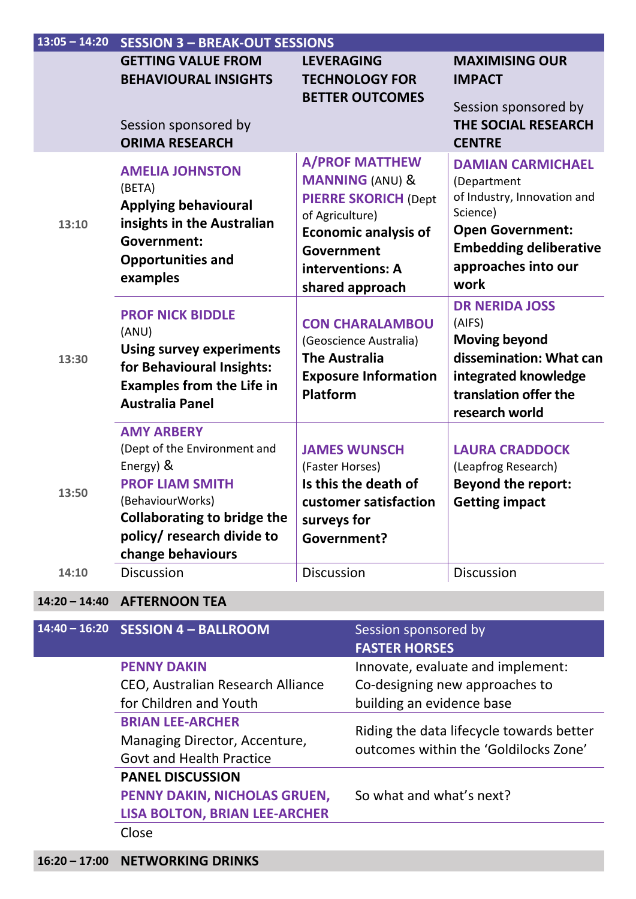| 13:05 – 14:20 | SESSION 3 – BREAK-OUT SESSIONS | | |
|---|---|---|---|
| | **GETTING VALUE FROM BEHAVIOURAL INSIGHTS**<br><br>Session sponsored by **ORIMA RESEARCH** | **LEVERAGING TECHNOLOGY FOR BETTER OUTCOMES** | **MAXIMISING OUR IMPACT**<br><br>Session sponsored by **THE SOCIAL RESEARCH CENTRE** |
| 13:10 | **AMELIA JOHNSTON** (BETA)<br>**Applying behavioural insights in the Australian Government: Opportunities and examples** | **A/PROF MATTHEW MANNING** (ANU) & **PIERRE SKORICH** (Dept of Agriculture)<br>**Economic analysis of Government interventions: A shared approach** | **DAMIAN CARMICHAEL** (Department of Industry, Innovation and Science)<br>**Open Government: Embedding deliberative approaches into our work** |
| 13:30 | **PROF NICK BIDDLE** (ANU)<br>**Using survey experiments for Behavioural Insights: Examples from the Life in Australia Panel** | **CON CHARALAMBOU** (Geoscience Australia)<br>**The Australia Exposure Information Platform** | **DR NERIDA JOSS** (AIFS)<br>**Moving beyond dissemination: What can integrated knowledge translation offer the research world** |
| 13:50 | **AMY ARBERY** (Dept of the Environment and Energy) & **PROF LIAM SMITH** (BehaviourWorks)<br>**Collaborating to bridge the policy/ research divide to change behaviours** | **JAMES WUNSCH** (Faster Horses)<br>**Is this the death of customer satisfaction surveys for Government?** | **LAURA CRADDOCK** (Leapfrog Research)<br>**Beyond the report: Getting impact** |
| 14:10 | Discussion | Discussion | Discussion |

| 14:20 – 14:40 | **AFTERNOON TEA** |
|---|---|

| 14:40 – 16:20 | SESSION 4 – BALLROOM | Session sponsored by **FASTER HORSES** |
|---|---|---|
| | **PENNY DAKIN**<br>CEO, Australian Research Alliance for Children and Youth | Innovate, evaluate and implement: Co-designing new approaches to building an evidence base |
| | **BRIAN LEE-ARCHER**<br>Managing Director, Accenture, Govt and Health Practice | Riding the data lifecycle towards better outcomes within the 'Goldilocks Zone' |
| | **PANEL DISCUSSION**<br>**PENNY DAKIN, NICHOLAS GRUEN, LISA BOLTON, BRIAN LEE-ARCHER** | So what and what's next? |
| | Close | |

| 16:20 – 17:00 | **NETWORKING DRINKS** |
|---|---|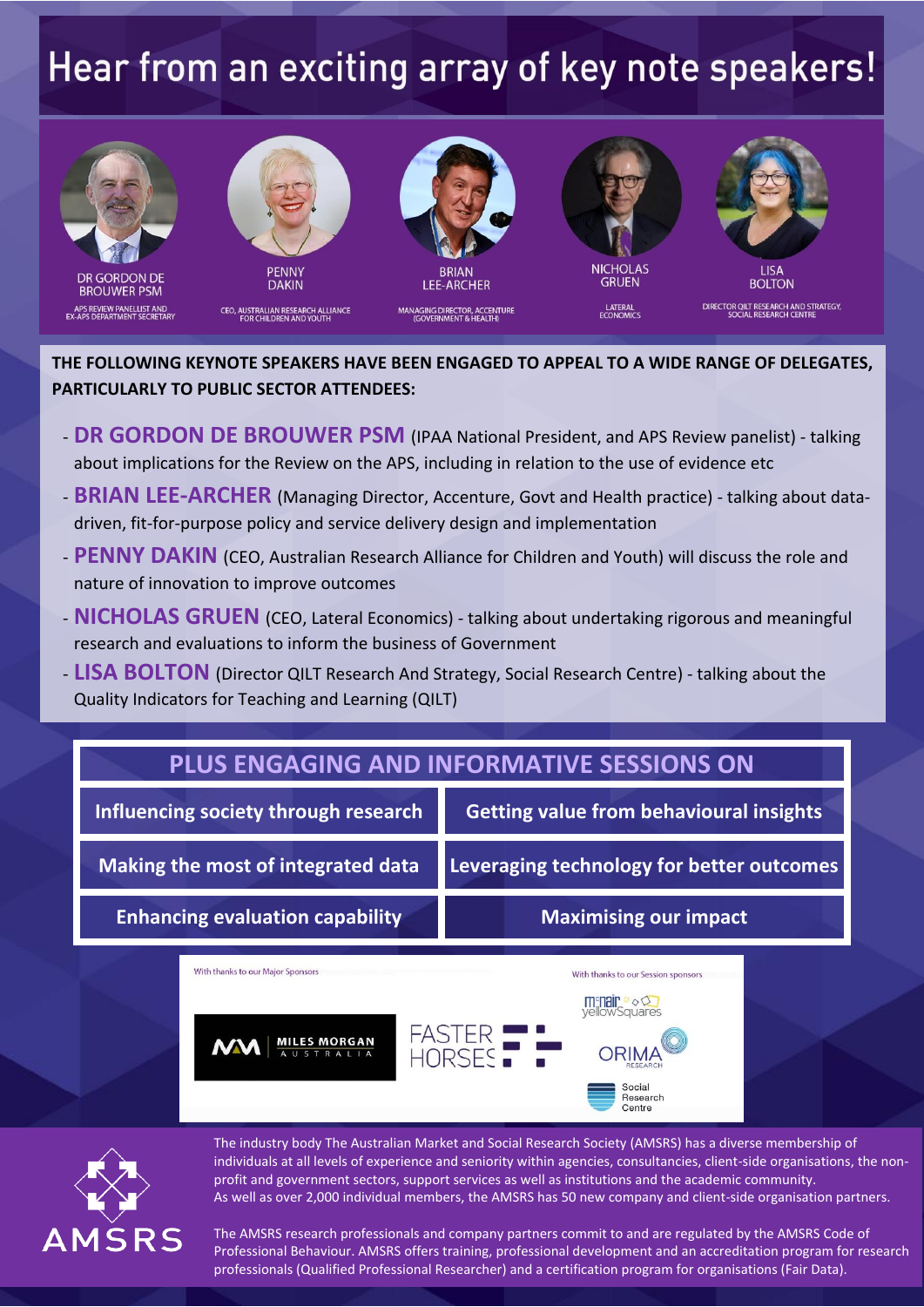# Hear from an exciting array of key note speakers!

DR GORDON DE BROUWER PSM
APS REVIEW PANELLIST AND EX-APS DEPARTMENT SECRETARY

PENNY DAKIN
CEO, AUSTRALIAN RESEARCH ALLIANCE FOR CHILDREN AND YOUTH

BRIAN LEE-ARCHER
MANAGING DIRECTOR, ACCENTURE (GOVERNMENT & HEALTH)

NICHOLAS GRUEN
LATERAL ECONOMICS

LISA BOLTON
DIRECTOR QILT RESEARCH AND STRATEGY, SOCIAL RESEARCH CENTRE

**THE FOLLOWING KEYNOTE SPEAKERS HAVE BEEN ENGAGED TO APPEAL TO A WIDE RANGE OF DELEGATES, PARTICULARLY TO PUBLIC SECTOR ATTENDEES:**

- **DR GORDON DE BROUWER PSM** (IPAA National President, and APS Review panelist) - talking about implications for the Review on the APS, including in relation to the use of evidence etc
- **BRIAN LEE-ARCHER** (Managing Director, Accenture, Govt and Health practice) - talking about data-driven, fit-for-purpose policy and service delivery design and implementation
- **PENNY DAKIN** (CEO, Australian Research Alliance for Children and Youth) will discuss the role and nature of innovation to improve outcomes
- **NICHOLAS GRUEN** (CEO, Lateral Economics) - talking about undertaking rigorous and meaningful research and evaluations to inform the business of Government
- **LISA BOLTON** (Director QILT Research And Strategy, Social Research Centre) - talking about the Quality Indicators for Teaching and Learning (QILT)

## PLUS ENGAGING AND INFORMATIVE SESSIONS ON

| | |
|---|---|
| Influencing society through research | Getting value from behavioural insights |
| Making the most of integrated data | Leveraging technology for better outcomes |
| Enhancing evaluation capability | Maximising our impact |

With thanks to our Major Sponsors

MILES MORGAN AUSTRALIA

FASTER HORSES

With thanks to our Session sponsors

McNair yellowSquares

ORIMA RESEARCH

Social Research Centre

AMSRS

The industry body The Australian Market and Social Research Society (AMSRS) has a diverse membership of individuals at all levels of experience and seniority within agencies, consultancies, client-side organisations, the non-profit and government sectors, support services as well as institutions and the academic community. As well as over 2,000 individual members, the AMSRS has 50 new company and client-side organisation partners.

The AMSRS research professionals and company partners commit to and are regulated by the AMSRS Code of Professional Behaviour. AMSRS offers training, professional development and an accreditation program for research professionals (Qualified Professional Researcher) and a certification program for organisations (Fair Data).